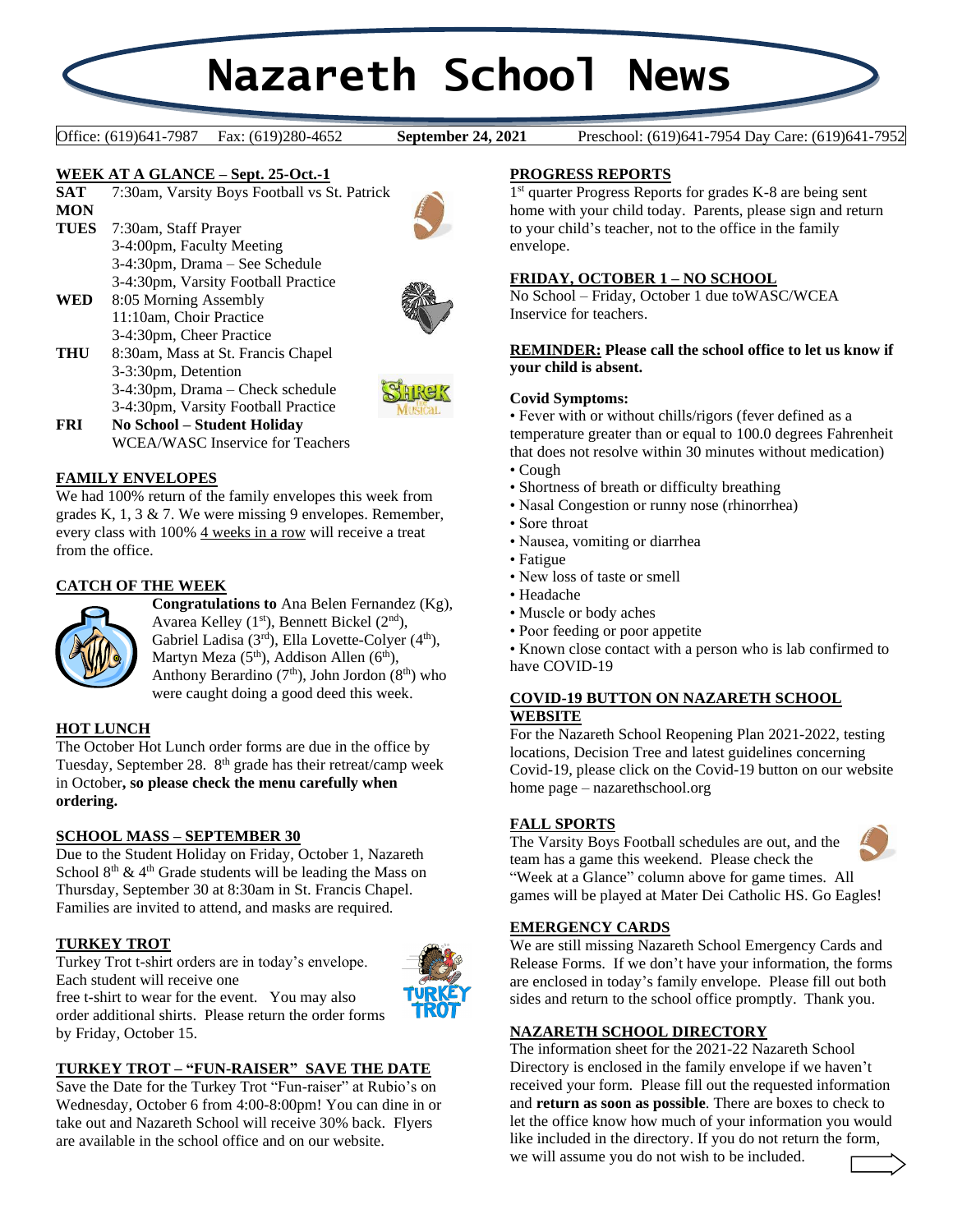# Nazareth School News

Office: (619)641-7987 Fax: (619)280-4652 **September 24, 2021** Preschool: (619)641-7954 Day Care: (619)641-7952

## WEEK AT A GLANCE – Sept. 25-Oct.-1

**SAT** 7:30am, Varsity Boys Football vs St. Patrick

**MON**

**TUES** 7:30am, Staff Prayer
3-4:00pm, Faculty Meeting
3-4:30pm, Drama – See Schedule
3-4:30pm, Varsity Football Practice

**WED** 8:05 Morning Assembly
11:10am, Choir Practice
3-4:30pm, Cheer Practice

**THU** 8:30am, Mass at St. Francis Chapel
3-3:30pm, Detention
3-4:30pm, Drama – Check schedule
3-4:30pm, Varsity Football Practice

**FRI** **No School – Student Holiday**
WCEA/WASC Inservice for Teachers

## FAMILY ENVELOPES

We had 100% return of the family envelopes this week from grades K, 1, 3 & 7. We were missing 9 envelopes. Remember, every class with 100% 4 weeks in a row will receive a treat from the office.

## CATCH OF THE WEEK

**Congratulations to** Ana Belen Fernandez (Kg), Avarea Kelley (1st), Bennett Bickel (2nd), Gabriel Ladisa (3rd), Ella Lovette-Colyer (4th), Martyn Meza (5th), Addison Allen (6th), Anthony Berardino (7th), John Jordon (8th) who were caught doing a good deed this week.

## HOT LUNCH

The October Hot Lunch order forms are due in the office by Tuesday, September 28. 8th grade has their retreat/camp week in October**, so please check the menu carefully when ordering.**

## SCHOOL MASS – SEPTEMBER 30

Due to the Student Holiday on Friday, October 1, Nazareth School 8th & 4th Grade students will be leading the Mass on Thursday, September 30 at 8:30am in St. Francis Chapel. Families are invited to attend, and masks are required.

## TURKEY TROT

Turkey Trot t-shirt orders are in today's envelope. Each student will receive one free t-shirt to wear for the event. You may also order additional shirts. Please return the order forms by Friday, October 15.

## TURKEY TROT – "FUN-RAISER" SAVE THE DATE

Save the Date for the Turkey Trot "Fun-raiser" at Rubio's on Wednesday, October 6 from 4:00-8:00pm! You can dine in or take out and Nazareth School will receive 30% back. Flyers are available in the school office and on our website.

## PROGRESS REPORTS

1st quarter Progress Reports for grades K-8 are being sent home with your child today. Parents, please sign and return to your child's teacher, not to the office in the family envelope.

## FRIDAY, OCTOBER 1 – NO SCHOOL

No School – Friday, October 1 due toWASC/WCEA Inservice for teachers.

**REMINDER: Please call the school office to let us know if your child is absent.**

**Covid Symptoms:**

- Fever with or without chills/rigors (fever defined as a temperature greater than or equal to 100.0 degrees Fahrenheit that does not resolve within 30 minutes without medication)
- Cough
- Shortness of breath or difficulty breathing
- Nasal Congestion or runny nose (rhinorrhea)
- Sore throat
- Nausea, vomiting or diarrhea
- Fatigue
- New loss of taste or smell
- Headache
- Muscle or body aches
- Poor feeding or poor appetite
- Known close contact with a person who is lab confirmed to have COVID-19

## COVID-19 BUTTON ON NAZARETH SCHOOL WEBSITE

For the Nazareth School Reopening Plan 2021-2022, testing locations, Decision Tree and latest guidelines concerning Covid-19, please click on the Covid-19 button on our website home page – nazarethschool.org

## FALL SPORTS

The Varsity Boys Football schedules are out, and the team has a game this weekend. Please check the "Week at a Glance" column above for game times. All games will be played at Mater Dei Catholic HS. Go Eagles!

## EMERGENCY CARDS

We are still missing Nazareth School Emergency Cards and Release Forms. If we don't have your information, the forms are enclosed in today's family envelope. Please fill out both sides and return to the school office promptly. Thank you.

## NAZARETH SCHOOL DIRECTORY

The information sheet for the 2021-22 Nazareth School Directory is enclosed in the family envelope if we haven't received your form. Please fill out the requested information and **return as soon as possible**. There are boxes to check to let the office know how much of your information you would like included in the directory. If you do not return the form, we will assume you do not wish to be included.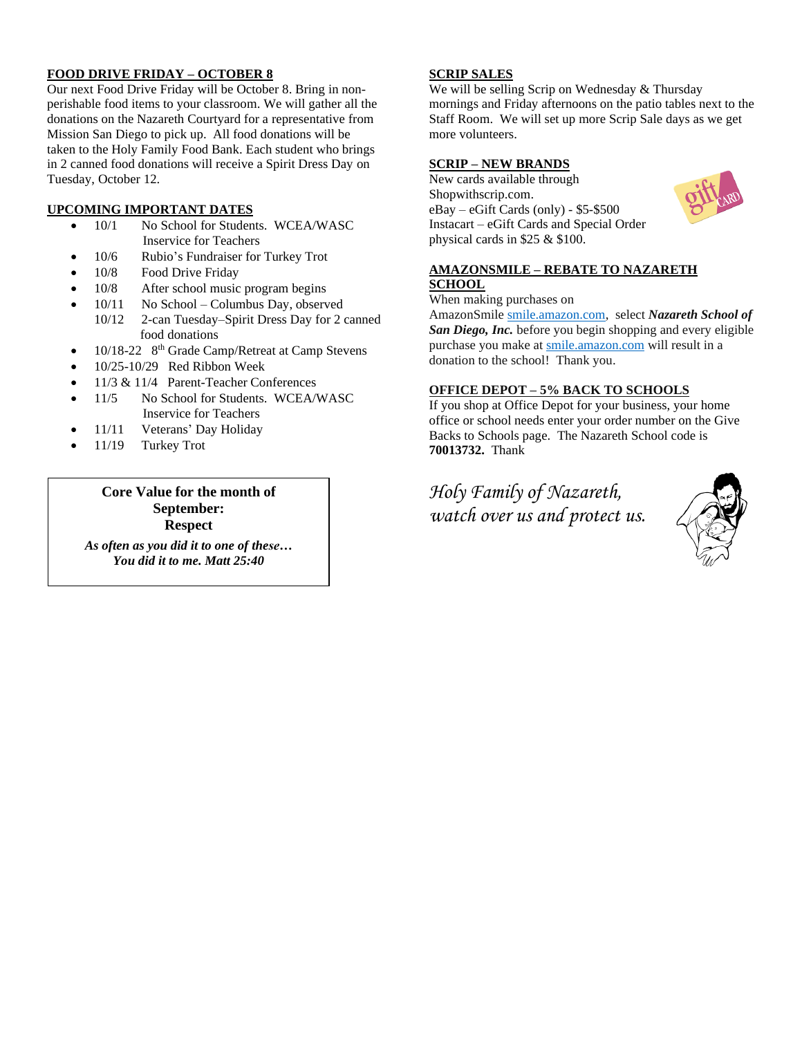## FOOD DRIVE FRIDAY – OCTOBER 8

Our next Food Drive Friday will be October 8. Bring in non-perishable food items to your classroom. We will gather all the donations on the Nazareth Courtyard for a representative from Mission San Diego to pick up. All food donations will be taken to the Holy Family Food Bank. Each student who brings in 2 canned food donations will receive a Spirit Dress Day on Tuesday, October 12.

## UPCOMING IMPORTANT DATES

- 10/1 No School for Students. WCEA/WASC Inservice for Teachers
- 10/6 Rubio's Fundraiser for Turkey Trot
- 10/8 Food Drive Friday
- 10/8 After school music program begins
- 10/11 No School – Columbus Day, observed
  10/12 2-can Tuesday–Spirit Dress Day for 2 canned food donations
- 10/18-22 8th Grade Camp/Retreat at Camp Stevens
- 10/25-10/29 Red Ribbon Week
- 11/3 & 11/4 Parent-Teacher Conferences
- 11/5 No School for Students. WCEA/WASC Inservice for Teachers
- 11/11 Veterans' Day Holiday
- 11/19 Turkey Trot

**Core Value for the month of September:**
**Respect**

***As often as you did it to one of these… You did it to me. Matt 25:40***

## SCRIP SALES

We will be selling Scrip on Wednesday & Thursday mornings and Friday afternoons on the patio tables next to the Staff Room. We will set up more Scrip Sale days as we get more volunteers.

## SCRIP – NEW BRANDS

New cards available through Shopwithscrip.com.
eBay – eGift Cards (only) - $5-$500
Instacart – eGift Cards and Special Order physical cards in $25 & $100.

## AMAZONSMILE – REBATE TO NAZARETH SCHOOL

When making purchases on AmazonSmile smile.amazon.com, select ***Nazareth School of San Diego, Inc.*** before you begin shopping and every eligible purchase you make at smile.amazon.com will result in a donation to the school! Thank you.

## OFFICE DEPOT – 5% BACK TO SCHOOLS

If you shop at Office Depot for your business, your home office or school needs enter your order number on the Give Backs to Schools page. The Nazareth School code is **70013732.** Thank

*Holy Family of Nazareth, watch over us and protect us.*